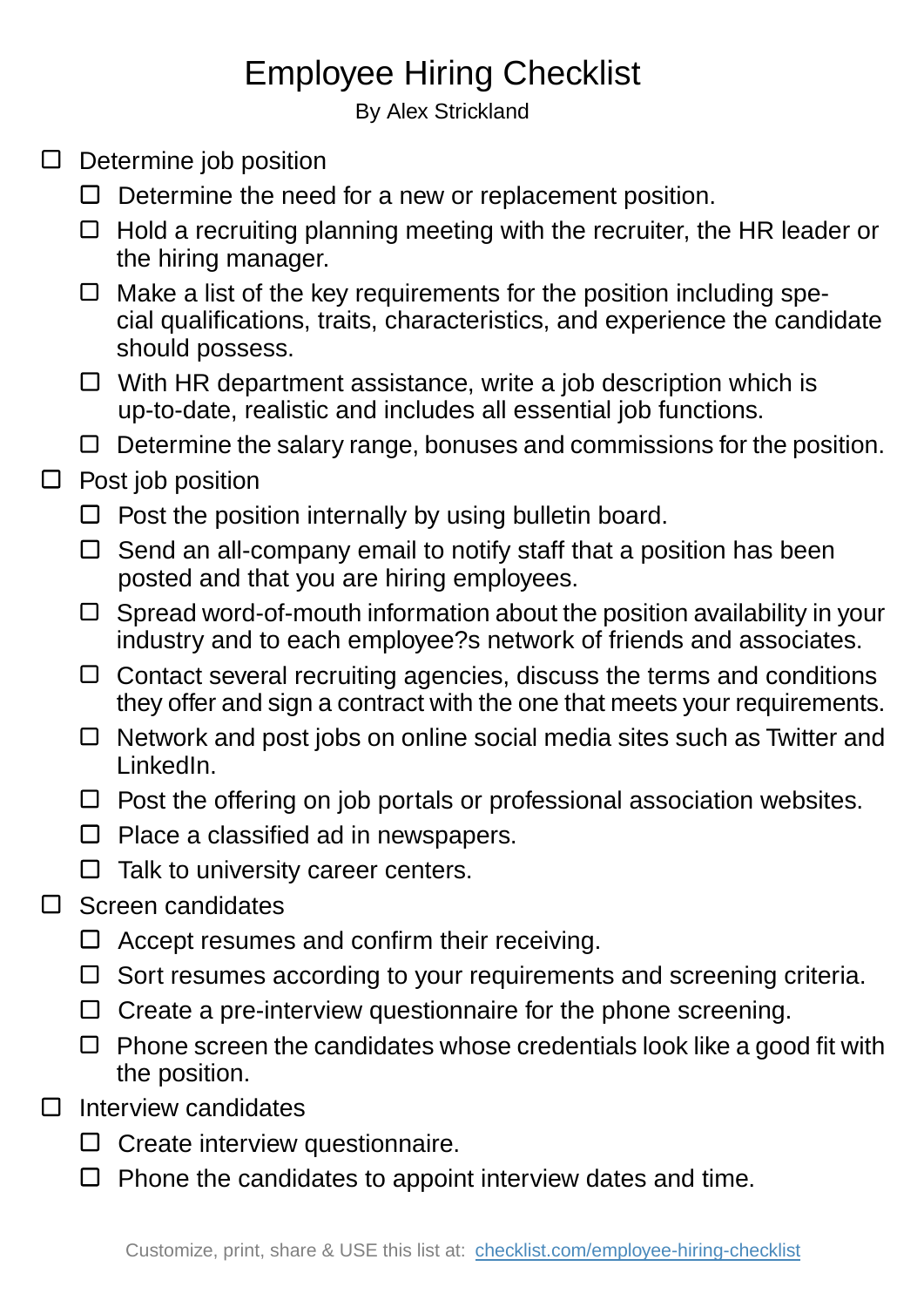# Employee Hiring Checklist

By Alex Strickland

- [ ] Determine job position
  - [ ] Determine the need for a new or replacement position.
  - [ ] Hold a recruiting planning meeting with the recruiter, the HR leader or the hiring manager.
  - [ ] Make a list of the key requirements for the position including special qualifications, traits, characteristics, and experience the candidate should possess.
  - [ ] With HR department assistance, write a job description which is up-to-date, realistic and includes all essential job functions.
  - [ ] Determine the salary range, bonuses and commissions for the position.
- [ ] Post job position
  - [ ] Post the position internally by using bulletin board.
  - [ ] Send an all-company email to notify staff that a position has been posted and that you are hiring employees.
  - [ ] Spread word-of-mouth information about the position availability in your industry and to each employee?s network of friends and associates.
  - [ ] Contact several recruiting agencies, discuss the terms and conditions they offer and sign a contract with the one that meets your requirements.
  - [ ] Network and post jobs on online social media sites such as Twitter and LinkedIn.
  - [ ] Post the offering on job portals or professional association websites.
  - [ ] Place a classified ad in newspapers.
  - [ ] Talk to university career centers.
- [ ] Screen candidates
  - [ ] Accept resumes and confirm their receiving.
  - [ ] Sort resumes according to your requirements and screening criteria.
  - [ ] Create a pre-interview questionnaire for the phone screening.
  - [ ] Phone screen the candidates whose credentials look like a good fit with the position.
- [ ] Interview candidates
  - [ ] Create interview questionnaire.
  - [ ] Phone the candidates to appoint interview dates and time.

Customize, print, share & USE this list at: checklist.com/employee-hiring-checklist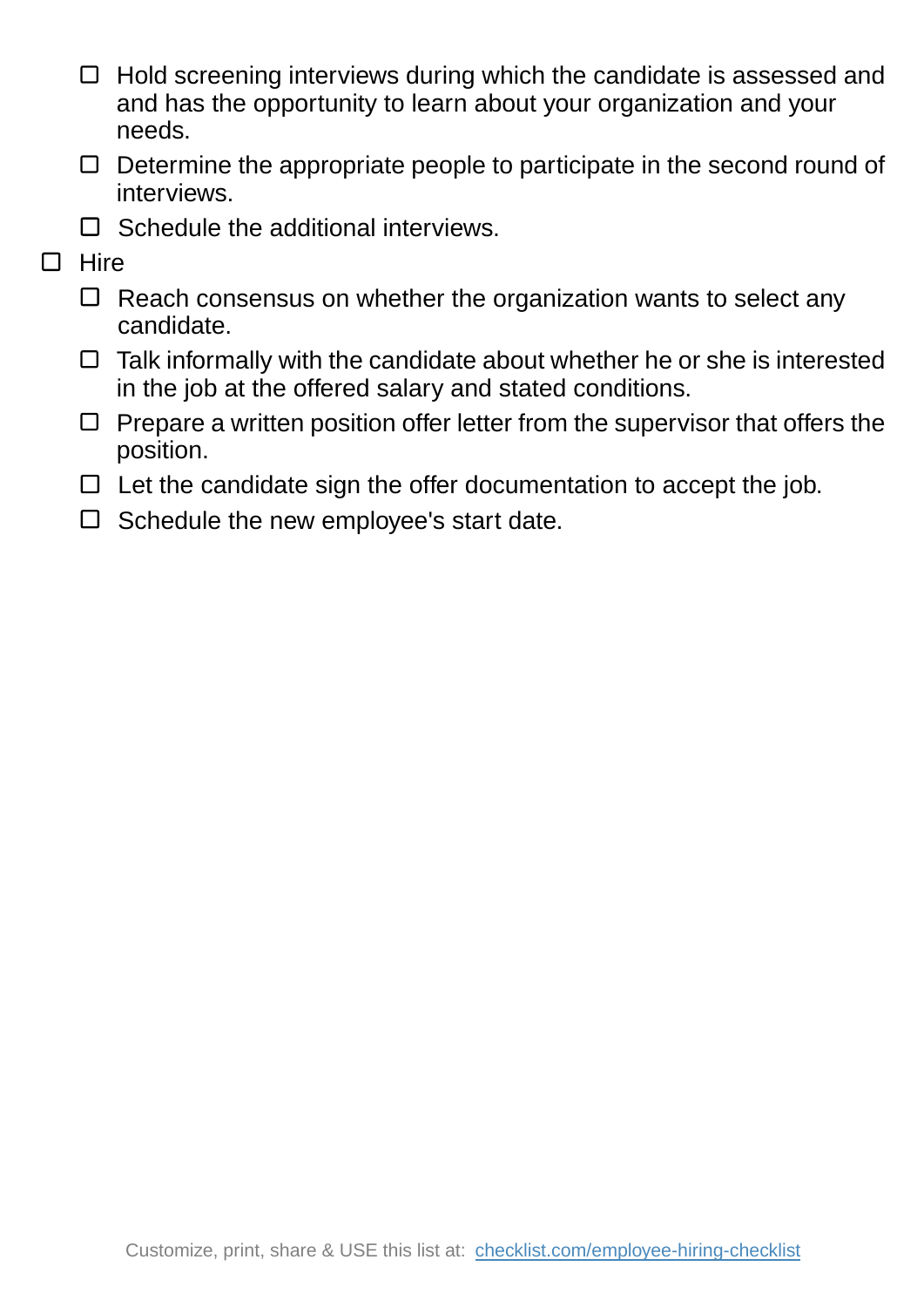- [ ] Hold screening interviews during which the candidate is assessed and and has the opportunity to learn about your organization and your needs.
    - [ ] Determine the appropriate people to participate in the second round of interviews.
    - [ ] Schedule the additional interviews.
- [ ] Hire
    - [ ] Reach consensus on whether the organization wants to select any candidate.
    - [ ] Talk informally with the candidate about whether he or she is interested in the job at the offered salary and stated conditions.
    - [ ] Prepare a written position offer letter from the supervisor that offers the position.
    - [ ] Let the candidate sign the offer documentation to accept the job.
    - [ ] Schedule the new employee's start date.

Customize, print, share & USE this list at: [checklist.com/employee-hiring-checklist](https://checklist.com/employee-hiring-checklist)